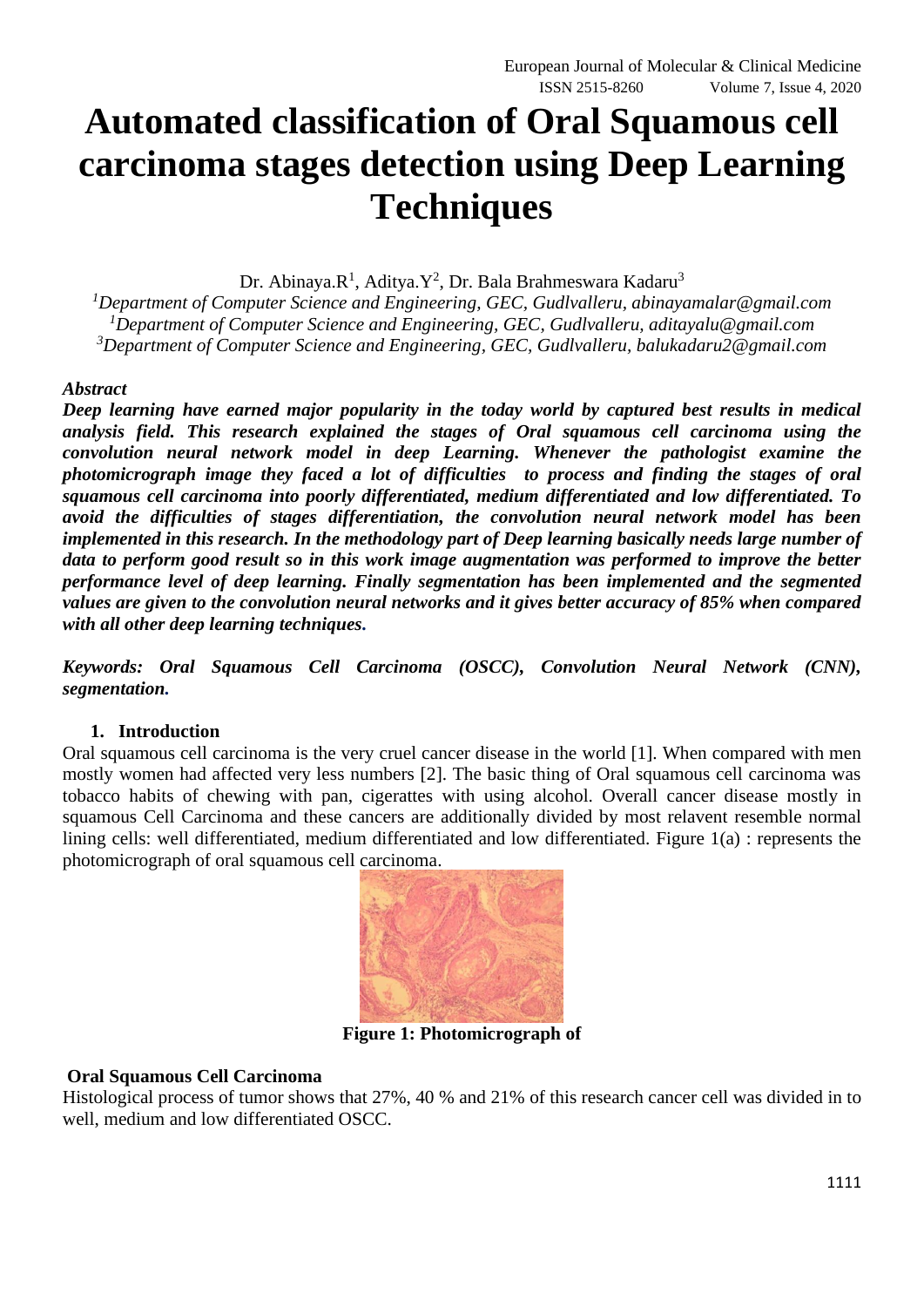# Automated classification of Oral Squamous cell carcinoma stages detection using Deep Learning Techniques

Dr. Abinaya.R[1], Aditya.Y[2], Dr. Bala Brahmeswara Kadaru[3]

[1]Department of Computer Science and Engineering, GEC, Gudlvalleru, abinayamalar@gmail.com
[1]Department of Computer Science and Engineering, GEC, Gudlvalleru, aditayalu@gmail.com
[3]Department of Computer Science and Engineering, GEC, Gudlvalleru, balukadaru2@gmail.com

***Abstract***

***Deep learning have earned major popularity in the today world by captured best results in medical analysis field. This research explained the stages of Oral squamous cell carcinoma using the convolution neural network model in deep Learning. Whenever the pathologist examine the photomicrograph image they faced a lot of difficulties to process and finding the stages of oral squamous cell carcinoma into poorly differentiated, medium differentiated and low differentiated. To avoid the difficulties of stages differentiation, the convolution neural network model has been implemented in this research. In the methodology part of Deep learning basically needs large number of data to perform good result so in this work image augmentation was performed to improve the better performance level of deep learning. Finally segmentation has been implemented and the segmented values are given to the convolution neural networks and it gives better accuracy of 85% when compared with all other deep learning techniques.***

***Keywords: Oral Squamous Cell Carcinoma (OSCC), Convolution Neural Network (CNN), segmentation.***

## 1. Introduction

Oral squamous cell carcinoma is the very cruel cancer disease in the world [1]. When compared with men mostly women had affected very less numbers [2]. The basic thing of Oral squamous cell carcinoma was tobacco habits of chewing with pan, cigerattes with using alcohol. Overall cancer disease mostly in squamous Cell Carcinoma and these cancers are additionally divided by most relavent resemble normal lining cells: well differentiated, medium differentiated and low differentiated. Figure 1(a) : represents the photomicrograph of oral squamous cell carcinoma.

**Figure 1: Photomicrograph of Oral Squamous Cell Carcinoma**

Histological process of tumor shows that 27%, 40 % and 21% of this research cancer cell was divided in to well, medium and low differentiated OSCC.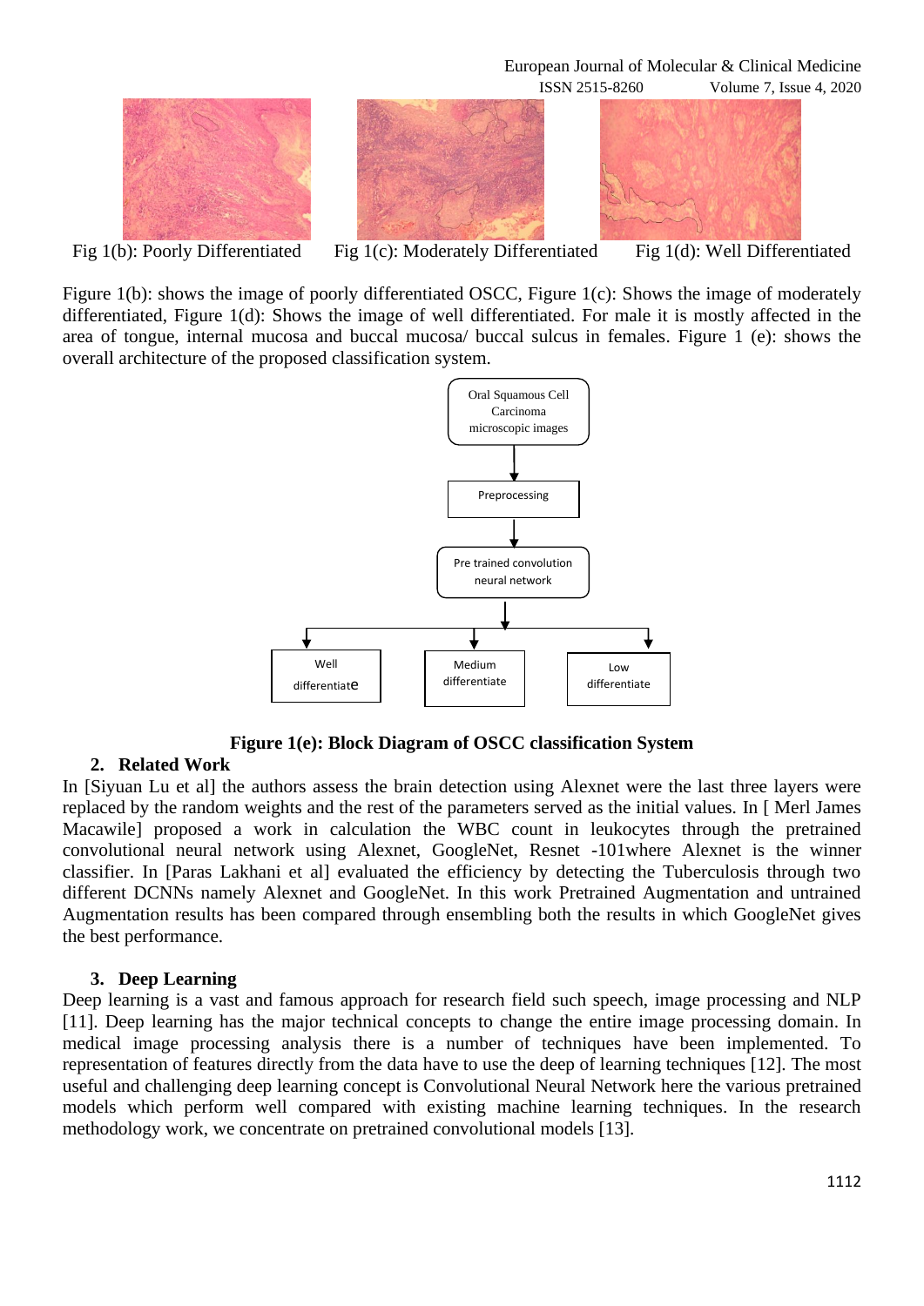Fig 1(b): Poorly Differentiated    Fig 1(c): Moderately Differentiated    Fig 1(d): Well Differentiated

Figure 1(b): shows the image of poorly differentiated OSCC, Figure 1(c): Shows the image of moderately differentiated, Figure 1(d): Shows the image of well differentiated. For male it is mostly affected in the area of tongue, internal mucosa and buccal mucosa/ buccal sulcus in females. Figure 1 (e): shows the overall architecture of the proposed classification system.

Oral Squamous Cell Carcinoma microscopic images → Preprocessing → Pre trained convolution neural network → Well differentiate / Medium differentiate / Low differentiate

**Figure 1(e): Block Diagram of OSCC classification System**

## 2. Related Work

In [Siyuan Lu et al] the authors assess the brain detection using Alexnet were the last three layers were replaced by the random weights and the rest of the parameters served as the initial values. In [ Merl James Macawile] proposed a work in calculation the WBC count in leukocytes through the pretrained convolutional neural network using Alexnet, GoogleNet, Resnet -101where Alexnet is the winner classifier. In [Paras Lakhani et al] evaluated the efficiency by detecting the Tuberculosis through two different DCNNs namely Alexnet and GoogleNet. In this work Pretrained Augmentation and untrained Augmentation results has been compared through ensembling both the results in which GoogleNet gives the best performance.

## 3. Deep Learning

Deep learning is a vast and famous approach for research field such speech, image processing and NLP [11]. Deep learning has the major technical concepts to change the entire image processing domain. In medical image processing analysis there is a number of techniques have been implemented. To representation of features directly from the data have to use the deep of learning techniques [12]. The most useful and challenging deep learning concept is Convolutional Neural Network here the various pretrained models which perform well compared with existing machine learning techniques. In the research methodology work, we concentrate on pretrained convolutional models [13].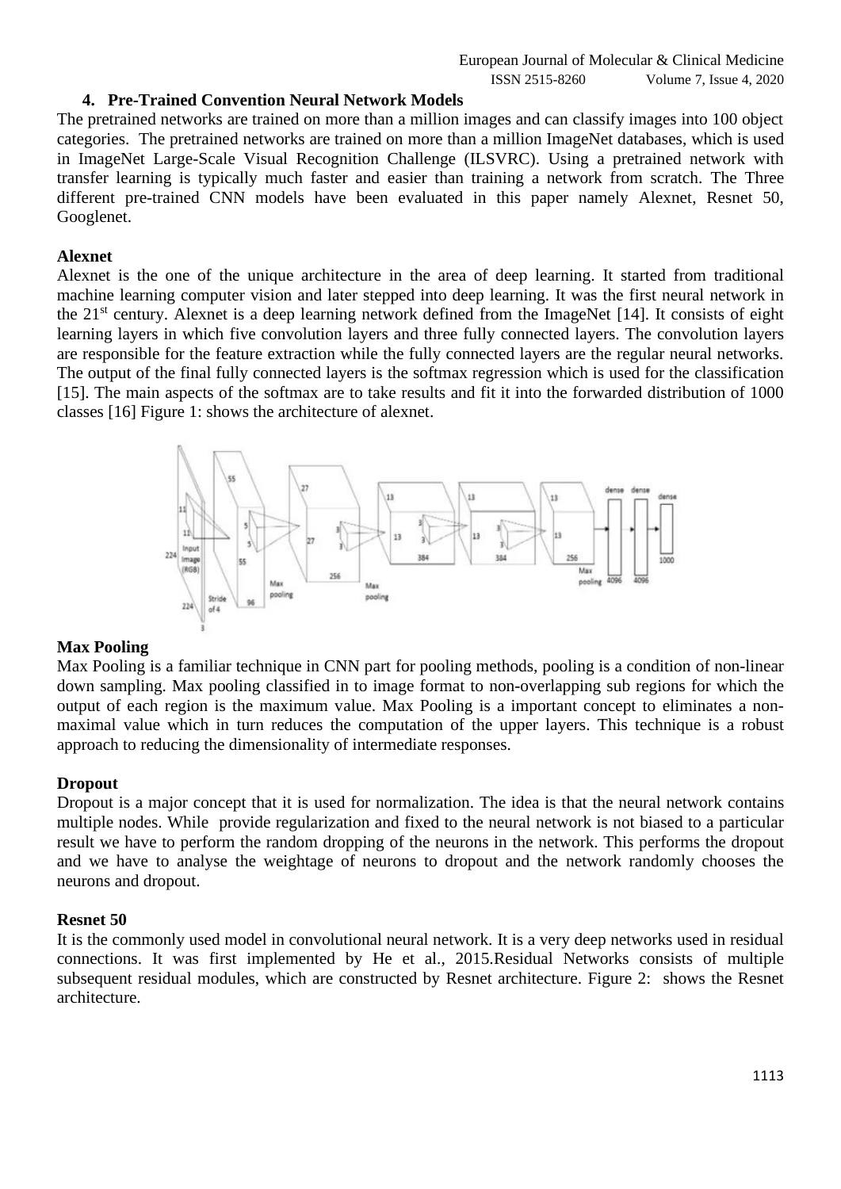### 4. Pre-Trained Convention Neural Network Models

The pretrained networks are trained on more than a million images and can classify images into 100 object categories. The pretrained networks are trained on more than a million ImageNet databases, which is used in ImageNet Large-Scale Visual Recognition Challenge (ILSVRC). Using a pretrained network with transfer learning is typically much faster and easier than training a network from scratch. The Three different pre-trained CNN models have been evaluated in this paper namely Alexnet, Resnet 50, Googlenet.

**Alexnet**

Alexnet is the one of the unique architecture in the area of deep learning. It started from traditional machine learning computer vision and later stepped into deep learning. It was the first neural network in the 21st century. Alexnet is a deep learning network defined from the ImageNet [14]. It consists of eight learning layers in which five convolution layers and three fully connected layers. The convolution layers are responsible for the feature extraction while the fully connected layers are the regular neural networks. The output of the final fully connected layers is the softmax regression which is used for the classification [15]. The main aspects of the softmax are to take results and fit it into the forwarded distribution of 1000 classes [16] Figure 1: shows the architecture of alexnet.

**Max Pooling**

Max Pooling is a familiar technique in CNN part for pooling methods, pooling is a condition of non-linear down sampling. Max pooling classified in to image format to non-overlapping sub regions for which the output of each region is the maximum value. Max Pooling is a important concept to eliminates a non-maximal value which in turn reduces the computation of the upper layers. This technique is a robust approach to reducing the dimensionality of intermediate responses.

**Dropout**

Dropout is a major concept that it is used for normalization. The idea is that the neural network contains multiple nodes. While provide regularization and fixed to the neural network is not biased to a particular result we have to perform the random dropping of the neurons in the network. This performs the dropout and we have to analyse the weightage of neurons to dropout and the network randomly chooses the neurons and dropout.

**Resnet 50**

It is the commonly used model in convolutional neural network. It is a very deep networks used in residual connections. It was first implemented by He et al., 2015.Residual Networks consists of multiple subsequent residual modules, which are constructed by Resnet architecture. Figure 2: shows the Resnet architecture.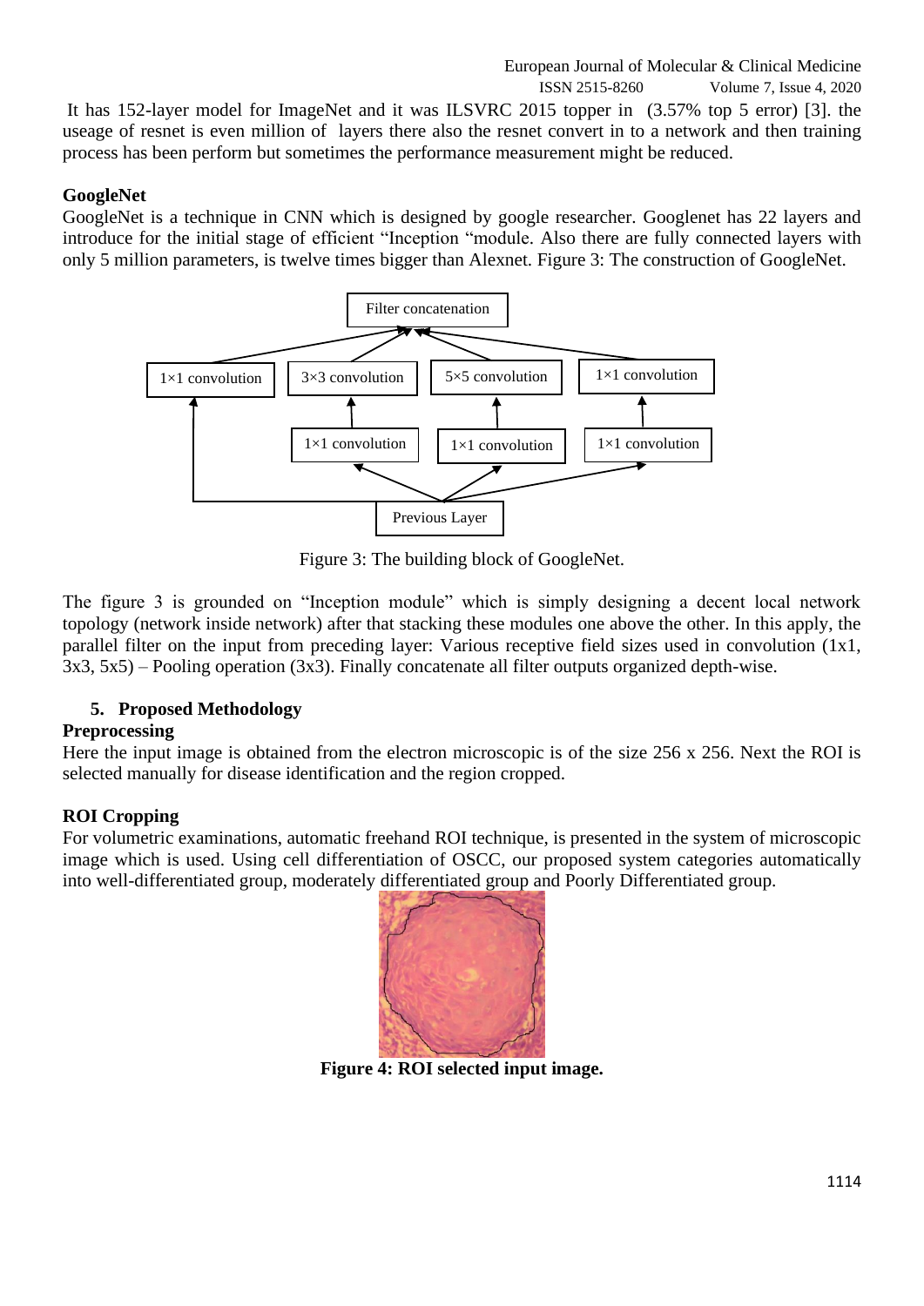It has 152-layer model for ImageNet and it was ILSVRC 2015 topper in (3.57% top 5 error) [3]. the useage of resnet is even million of layers there also the resnet convert in to a network and then training process has been perform but sometimes the performance measurement might be reduced.

**GoogleNet**

GoogleNet is a technique in CNN which is designed by google researcher. Googlenet has 22 layers and introduce for the initial stage of efficient "Inception "module. Also there are fully connected layers with only 5 million parameters, is twelve times bigger than Alexnet. Figure 3: The construction of GoogleNet.

Figure 3: The building block of GoogleNet.

The figure 3 is grounded on "Inception module" which is simply designing a decent local network topology (network inside network) after that stacking these modules one above the other. In this apply, the parallel filter on the input from preceding layer: Various receptive field sizes used in convolution (1x1, 3x3, 5x5) – Pooling operation (3x3). Finally concatenate all filter outputs organized depth-wise.

## 5. Proposed Methodology

**Preprocessing**

Here the input image is obtained from the electron microscopic is of the size 256 x 256. Next the ROI is selected manually for disease identification and the region cropped.

**ROI Cropping**

For volumetric examinations, automatic freehand ROI technique, is presented in the system of microscopic image which is used. Using cell differentiation of OSCC, our proposed system categories automatically into well-differentiated group, moderately differentiated group and Poorly Differentiated group.

**Figure 4: ROI selected input image.**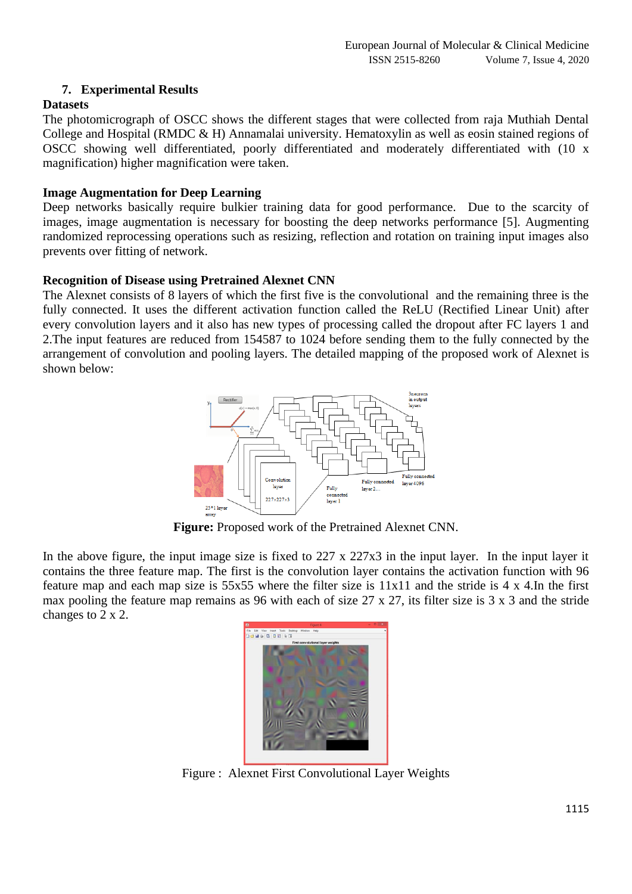## 7. Experimental Results

### Datasets

The photomicrograph of OSCC shows the different stages that were collected from raja Muthiah Dental College and Hospital (RMDC & H) Annamalai university. Hematoxylin as well as eosin stained regions of OSCC showing well differentiated, poorly differentiated and moderately differentiated with (10 x magnification) higher magnification were taken.

### Image Augmentation for Deep Learning

Deep networks basically require bulkier training data for good performance. Due to the scarcity of images, image augmentation is necessary for boosting the deep networks performance [5]. Augmenting randomized reprocessing operations such as resizing, reflection and rotation on training input images also prevents over fitting of network.

### Recognition of Disease using Pretrained Alexnet CNN

The Alexnet consists of 8 layers of which the first five is the convolutional and the remaining three is the fully connected. It uses the different activation function called the ReLU (Rectified Linear Unit) after every convolution layers and it also has new types of processing called the dropout after FC layers 1 and 2.The input features are reduced from 154587 to 1024 before sending them to the fully connected by the arrangement of convolution and pooling layers. The detailed mapping of the proposed work of Alexnet is shown below:

**Figure:** Proposed work of the Pretrained Alexnet CNN.

In the above figure, the input image size is fixed to 227 x 227x3 in the input layer. In the input layer it contains the three feature map. The first is the convolution layer contains the activation function with 96 feature map and each map size is 55x55 where the filter size is 11x11 and the stride is 4 x 4.In the first max pooling the feature map remains as 96 with each of size 27 x 27, its filter size is 3 x 3 and the stride changes to 2 x 2.

Figure : Alexnet First Convolutional Layer Weights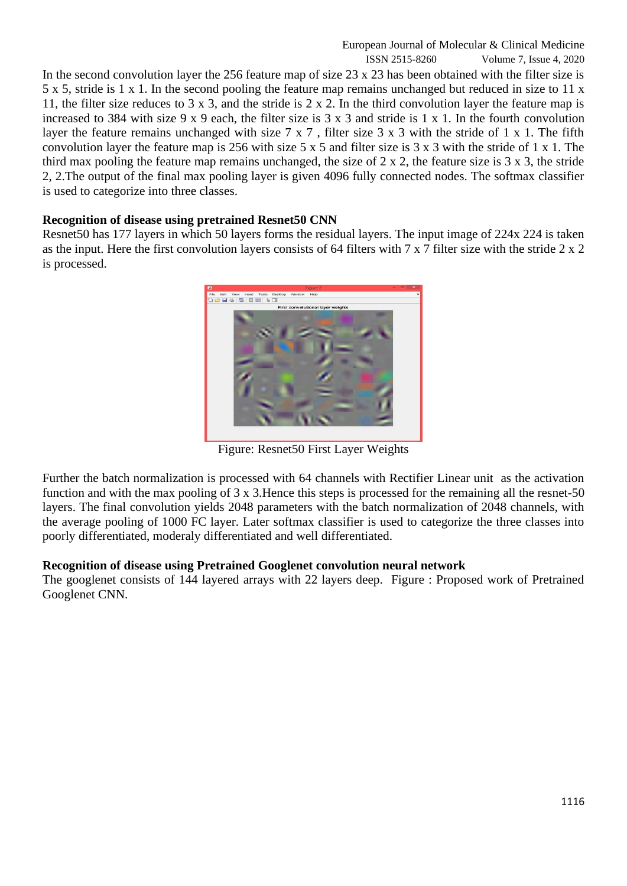In the second convolution layer the 256 feature map of size 23 x 23 has been obtained with the filter size is 5 x 5, stride is 1 x 1. In the second pooling the feature map remains unchanged but reduced in size to 11 x 11, the filter size reduces to 3 x 3, and the stride is 2 x 2. In the third convolution layer the feature map is increased to 384 with size 9 x 9 each, the filter size is 3 x 3 and stride is 1 x 1. In the fourth convolution layer the feature remains unchanged with size 7 x 7 , filter size 3 x 3 with the stride of 1 x 1. The fifth convolution layer the feature map is 256 with size 5 x 5 and filter size is 3 x 3 with the stride of 1 x 1. The third max pooling the feature map remains unchanged, the size of 2 x 2, the feature size is 3 x 3, the stride 2, 2.The output of the final max pooling layer is given 4096 fully connected nodes. The softmax classifier is used to categorize into three classes.

**Recognition of disease using pretrained Resnet50 CNN**

Resnet50 has 177 layers in which 50 layers forms the residual layers. The input image of 224x 224 is taken as the input. Here the first convolution layers consists of 64 filters with 7 x 7 filter size with the stride 2 x 2 is processed.

Figure: Resnet50 First Layer Weights

Further the batch normalization is processed with 64 channels with Rectifier Linear unit as the activation function and with the max pooling of 3 x 3.Hence this steps is processed for the remaining all the resnet-50 layers. The final convolution yields 2048 parameters with the batch normalization of 2048 channels, with the average pooling of 1000 FC layer. Later softmax classifier is used to categorize the three classes into poorly differentiated, moderaly differentiated and well differentiated.

**Recognition of disease using Pretrained Googlenet convolution neural network**

The googlenet consists of 144 layered arrays with 22 layers deep. Figure : Proposed work of Pretrained Googlenet CNN.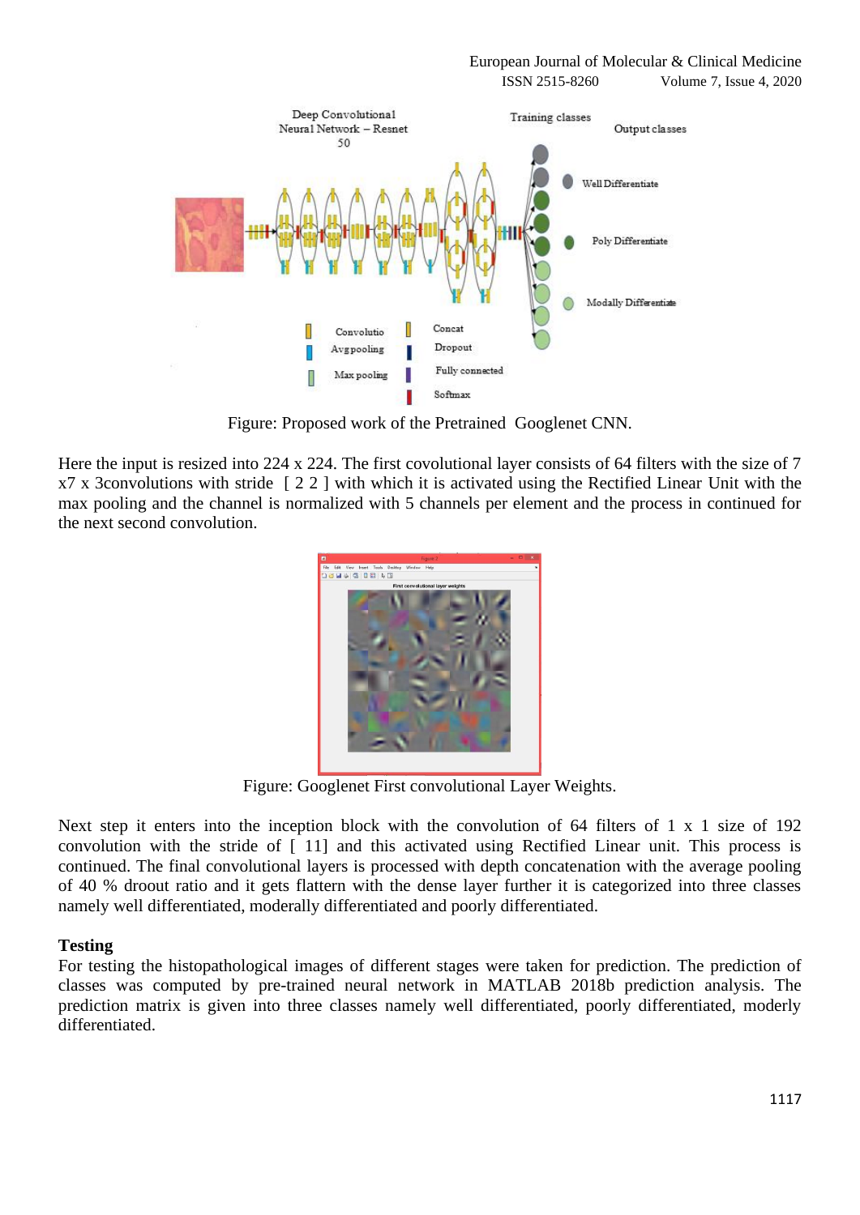Figure: Proposed work of the Pretrained Googlenet CNN.

Here the input is resized into 224 x 224. The first covolutional layer consists of 64 filters with the size of 7 x7 x 3convolutions with stride [ 2 2 ] with which it is activated using the Rectified Linear Unit with the max pooling and the channel is normalized with 5 channels per element and the process in continued for the next second convolution.

Figure: Googlenet First convolutional Layer Weights.

Next step it enters into the inception block with the convolution of 64 filters of 1 x 1 size of 192 convolution with the stride of [ 11] and this activated using Rectified Linear unit. This process is continued. The final convolutional layers is processed with depth concatenation with the average pooling of 40 % droout ratio and it gets flattern with the dense layer further it is categorized into three classes namely well differentiated, moderally differentiated and poorly differentiated.

**Testing**

For testing the histopathological images of different stages were taken for prediction. The prediction of classes was computed by pre-trained neural network in MATLAB 2018b prediction analysis. The prediction matrix is given into three classes namely well differentiated, poorly differentiated, moderly differentiated.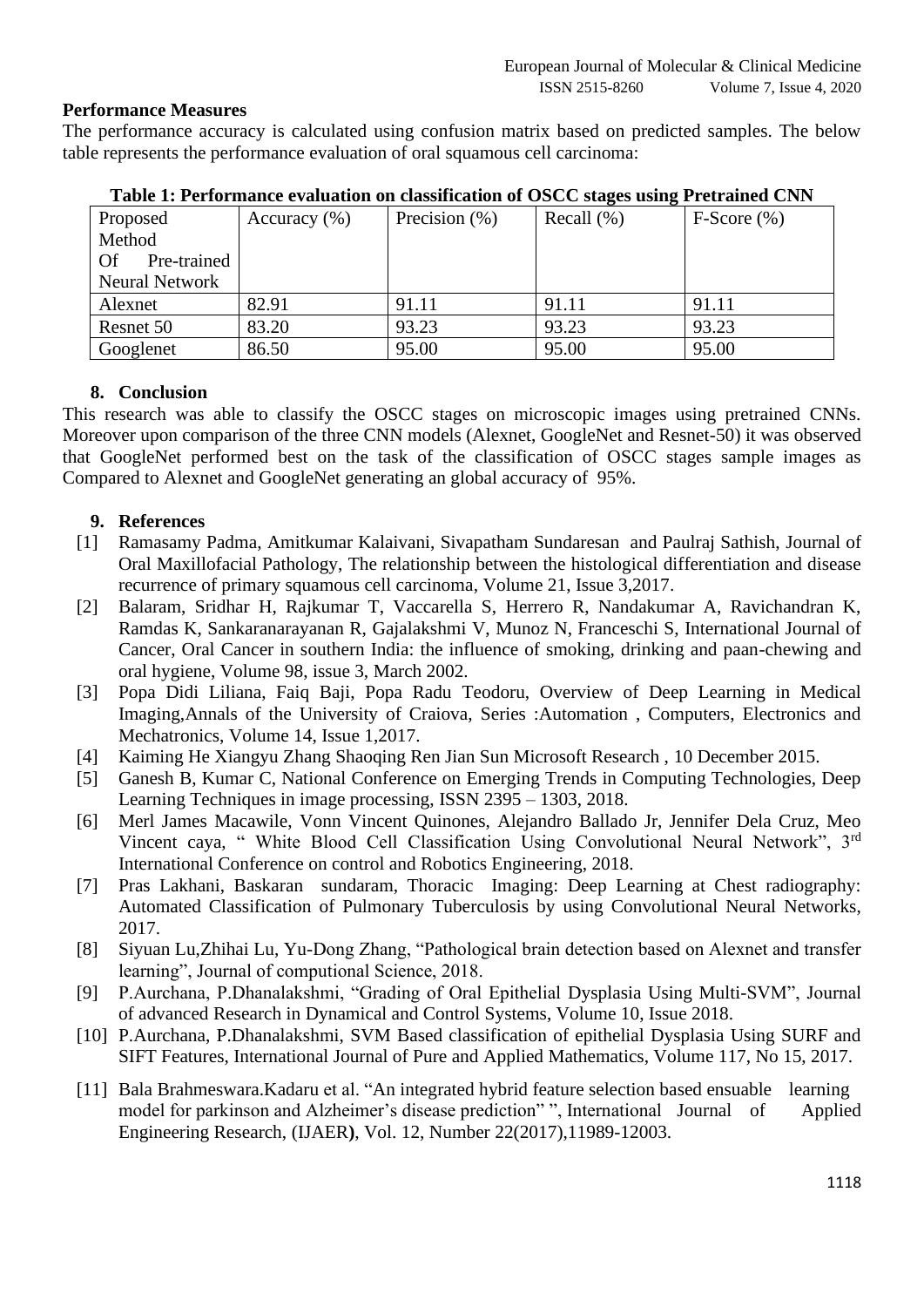**Performance Measures**

The performance accuracy is calculated using confusion matrix based on predicted samples. The below table represents the performance evaluation of oral squamous cell carcinoma:

**Table 1: Performance evaluation on classification of OSCC stages using Pretrained CNN**

| Proposed Method Of Pre-trained Neural Network | Accuracy (%) | Precision (%) | Recall (%) | F-Score (%) |
|---|---|---|---|---|
| Alexnet | 82.91 | 91.11 | 91.11 | 91.11 |
| Resnet 50 | 83.20 | 93.23 | 93.23 | 93.23 |
| Googlenet | 86.50 | 95.00 | 95.00 | 95.00 |

## 8. Conclusion

This research was able to classify the OSCC stages on microscopic images using pretrained CNNs. Moreover upon comparison of the three CNN models (Alexnet, GoogleNet and Resnet-50) it was observed that GoogleNet performed best on the task of the classification of OSCC stages sample images as Compared to Alexnet and GoogleNet generating an global accuracy of 95%.

## 9. References

[1] Ramasamy Padma, Amitkumar Kalaivani, Sivapatham Sundaresan and Paulraj Sathish, Journal of Oral Maxillofacial Pathology, The relationship between the histological differentiation and disease recurrence of primary squamous cell carcinoma, Volume 21, Issue 3,2017.

[2] Balaram, Sridhar H, Rajkumar T, Vaccarella S, Herrero R, Nandakumar A, Ravichandran K, Ramdas K, Sankaranarayanan R, Gajalakshmi V, Munoz N, Franceschi S, International Journal of Cancer, Oral Cancer in southern India: the influence of smoking, drinking and paan-chewing and oral hygiene, Volume 98, issue 3, March 2002.

[3] Popa Didi Liliana, Faiq Baji, Popa Radu Teodoru, Overview of Deep Learning in Medical Imaging,Annals of the University of Craiova, Series :Automation , Computers, Electronics and Mechatronics, Volume 14, Issue 1,2017.

[4] Kaiming He Xiangyu Zhang Shaoqing Ren Jian Sun Microsoft Research , 10 December 2015.

[5] Ganesh B, Kumar C, National Conference on Emerging Trends in Computing Technologies, Deep Learning Techniques in image processing, ISSN 2395 – 1303, 2018.

[6] Merl James Macawile, Vonn Vincent Quinones, Alejandro Ballado Jr, Jennifer Dela Cruz, Meo Vincent caya, " White Blood Cell Classification Using Convolutional Neural Network", 3rd International Conference on control and Robotics Engineering, 2018.

[7] Pras Lakhani, Baskaran sundaram, Thoracic Imaging: Deep Learning at Chest radiography: Automated Classification of Pulmonary Tuberculosis by using Convolutional Neural Networks, 2017.

[8] Siyuan Lu,Zhihai Lu, Yu-Dong Zhang, "Pathological brain detection based on Alexnet and transfer learning", Journal of computional Science, 2018.

[9] P.Aurchana, P.Dhanalakshmi, "Grading of Oral Epithelial Dysplasia Using Multi-SVM", Journal of advanced Research in Dynamical and Control Systems, Volume 10, Issue 2018.

[10] P.Aurchana, P.Dhanalakshmi, SVM Based classification of epithelial Dysplasia Using SURF and SIFT Features, International Journal of Pure and Applied Mathematics, Volume 117, No 15, 2017.

[11] Bala Brahmeswara.Kadaru et al. "An integrated hybrid feature selection based ensuable learning model for parkinson and Alzheimer's disease prediction" ", International Journal of Applied Engineering Research, (IJAER**)**, Vol. 12, Number 22(2017),11989-12003.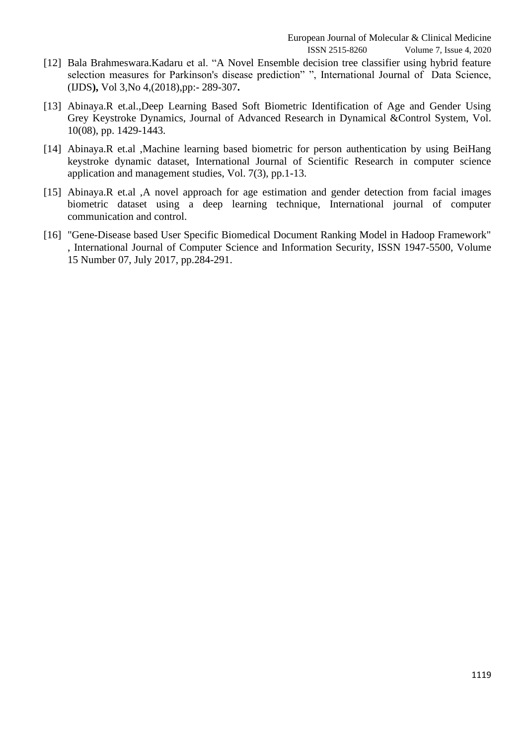[12] Bala Brahmeswara.Kadaru et al. "A Novel Ensemble decision tree classifier using hybrid feature selection measures for Parkinson's disease prediction" ", International Journal of Data Science, (IJDS**)**, Vol 3,No 4,(2018),pp:- 289-307**.**

[13] Abinaya.R et.al.,Deep Learning Based Soft Biometric Identification of Age and Gender Using Grey Keystroke Dynamics, Journal of Advanced Research in Dynamical &Control System, Vol. 10(08), pp. 1429-1443.

[14] Abinaya.R et.al ,Machine learning based biometric for person authentication by using BeiHang keystroke dynamic dataset, International Journal of Scientific Research in computer science application and management studies, Vol. 7(3), pp.1-13.

[15] Abinaya.R et.al ,A novel approach for age estimation and gender detection from facial images biometric dataset using a deep learning technique, International journal of computer communication and control.

[16] "Gene-Disease based User Specific Biomedical Document Ranking Model in Hadoop Framework" , International Journal of Computer Science and Information Security, ISSN 1947-5500, Volume 15 Number 07, July 2017, pp.284-291.